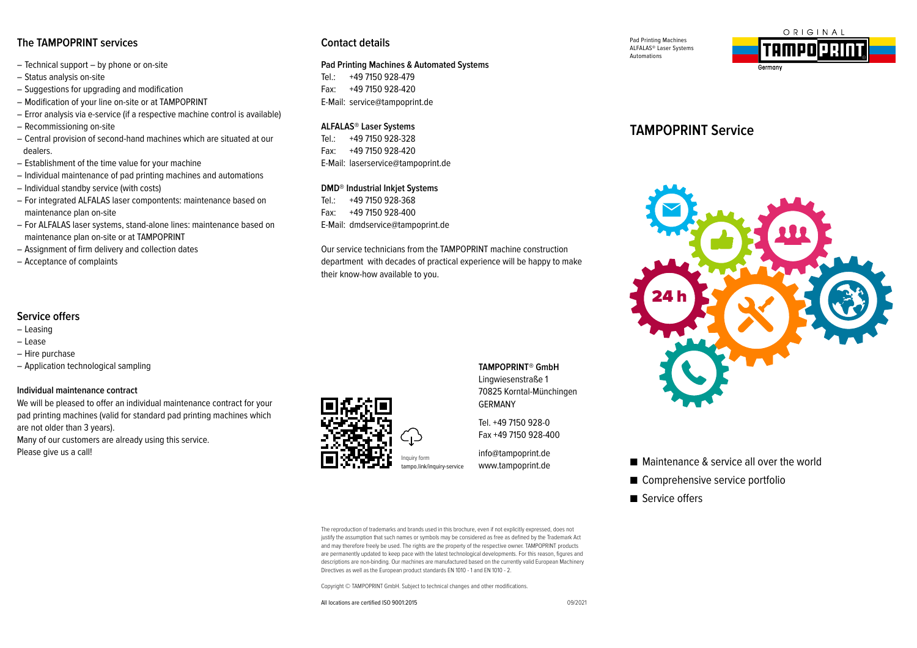## The TAMPOPRINT services

- Technical support – by phone or on-site
- Status analysis on-site
- Suggestions for upgrading and modification
- Modification of your line on-site or at TAMPOPRINT
- Error analysis via e-service (if a respective machine control is available)
- Recommissioning on-site
- Central provision of second-hand machines which are situated at our dealers.
- Establishment of the time value for your machine
- Individual maintenance of pad printing machines and automations
- Individual standby service (with costs)
- For integrated ALFALAS laser compontents: maintenance based on maintenance plan on-site
- For ALFALAS laser systems, stand-alone lines: maintenance based on maintenance plan on-site or at TAMPOPRINT
- Assignment of firm delivery and collection dates
- Acceptance of complaints

## Service offers

- Leasing
- Lease
- Hire purchase
- Application technological sampling

### Individual maintenance contract

We will be pleased to offer an individual maintenance contract for your pad printing machines (valid for standard pad printing machines which are not older than 3 years).
Many of our customers are already using this service.
Please give us a call!

## Contact details

**Pad Printing Machines & Automated Systems**
Tel.: +49 7150 928-479
Fax: +49 7150 928-420
E-Mail: service@tampoprint.de

**ALFALAS® Laser Systems**
Tel.: +49 7150 928-328
Fax: +49 7150 928-420
E-Mail: laserservice@tampoprint.de

**DMD® Industrial Inkjet Systems**
Tel.: +49 7150 928-368
Fax: +49 7150 928-400
E-Mail: dmdservice@tampoprint.de

Our service technicians from the TAMPOPRINT machine construction department with decades of practical experience will be happy to make their know-how available to you.

Inquiry form
tampo.link/inquiry-service

**TAMPOPRINT® GmbH**
Lingwiesenstraße 1
70825 Korntal-Münchingen
GERMANY

Tel. +49 7150 928-0
Fax +49 7150 928-400

info@tampoprint.de
www.tampoprint.de

The reproduction of trademarks and brands used in this brochure, even if not explicitly expressed, does not justify the assumption that such names or symbols may be considered as free as defined by the Trademark Act and may therefore freely be used. The rights are the property of the respective owner. TAMPOPRINT products are permanently updated to keep pace with the latest technological developments. For this reason, figures and descriptions are non-binding. Our machines are manufactured based on the currently valid European Machinery Directives as well as the European product standards EN 1010 - 1 and EN 1010 - 2.

Copyright © TAMPOPRINT GmbH. Subject to technical changes and other modifications.

All locations are certified ISO 9001:2015

09/2021

Pad Printing Machines
ALFALAS® Laser Systems
Automations

ORIGINAL TAMPOPRINT Germany

# TAMPOPRINT Service

- Maintenance & service all over the world
- Comprehensive service portfolio
- Service offers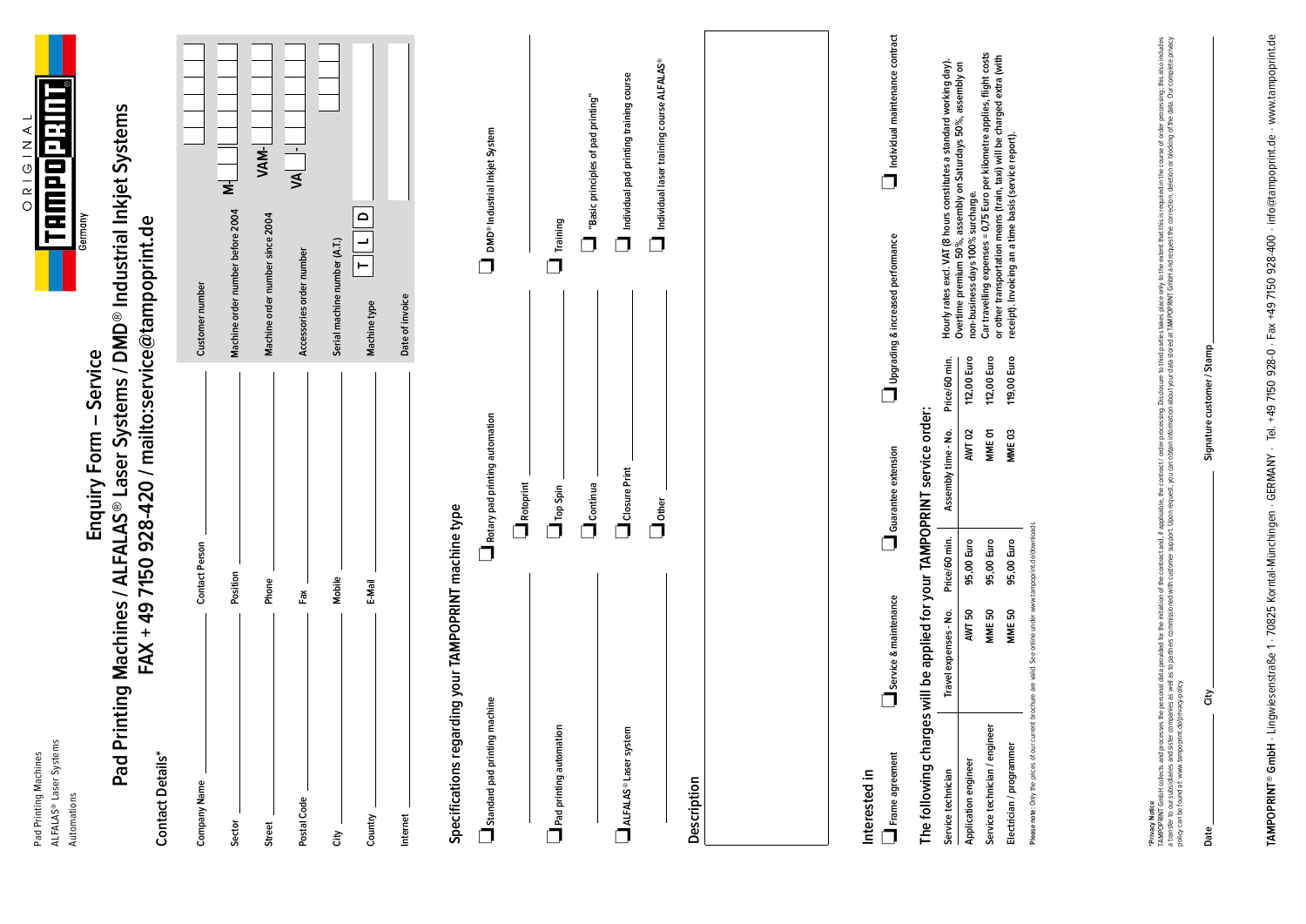Pad Printing Machines
ALFALAS® Laser Systems
Automations

ORIGINAL TAMPOPRINT® Germany

# Enquiry Form – Service

## Pad Printing Machines / ALFALAS® Laser Systems / DMD® Industrial Inkjet Systems

## FAX + 49 7150 928-420 / mailto:service@tampoprint.de

### Contact Details*

Company Name ______ Contact Person ______

Sector ______ Position ______

Street ______ Phone ______

Postal Code ______ Fax ______

City ______ Mobile ______

Country ______ E-Mail ______

Internet ______

Customer number

Machine order number before 2004 M-

Machine order number since 2004 VAM-

Accessories order number VA -

Serial machine number (A.T.)

Machine type T L D

Date of invoice

### Specifications regarding your TAMPOPRINT machine type

- ☐ Standard pad printing machine
- ☐ Rotary pad printing automation
- ☐ DMD® Industrial Inkjet System
- ☐ Rotoprint
- ☐ Pad printing automation
- ☐ Top Spin
- ☐ Training
- ☐ "Basic principles of pad printing"
- ☐ Continua
- ☐ ALFALAS® Laser system
- ☐ Closure Print
- ☐ Individual pad printing training course
- ☐ Other
- ☐ Individual laser training course ALFALAS®

### Description

### Interested in

- ☐ Frame agreement
- ☐ Service & maintenance
- ☐ Guarantee extension
- ☐ Upgrading & increased performance
- ☐ Individual maintenance contract

### The following charges will be applied for your TAMPOPRINT service order:

| Service technician | Travel expenses - No. | Price/60 min. | Assembly time - No. | Price/60 min. |
|---|---|---|---|---|
| Application engineer | AWT 50 | 95,00 Euro | AWT 02 | 112,00 Euro |
| Service technician / engineer | MME 50 | 95,00 Euro | MME 01 | 112,00 Euro |
| Electrician / programmer | MME 50 | 95,00 Euro | MME 03 | 119,00 Euro |

Hourly rates excl. VAT (8 hours constitutes a standard working day). Overtime premium 50%, assembly on Saturdays 50%, assembly on non-business days 100% surcharge.
Car travelling expenses = 0,75 Euro per kilometre applies, flight costs or other transportation means (train, taxi) will be charged extra (with receipt). Invoicing on a time basis (service report).

**Please note:** Only the prices of our current brochure are valid. See online under www.tampoprint.de/downloads

**\*Privacy Notice**
TAMPOPRINT GmbH collects and processes the personal data provided for the initiation of the contract and, if applicable, the contract / order processing. Disclosure to third parties takes place only to the extent that this is required in the course of order processing; this also includes a transfer to our subsidiaries and sister companies as well as to partners commissioned with customer support. Upon request, you can obtain information about your data stored at TAMPOPRINT GmbH and request the correction, deletion or blocking of the data. Our complete privacy policy can be found at: www.tampoprint.de/privacy-policy

Date ______ City ______ Signature customer / Stamp ______

**TAMPOPRINT® GmbH** · Lingwiesenstraße 1 · 70825 Korntal-Münchingen · GERMANY · Tel. +49 7150 928-0 · Fax +49 7150 928-400 · info@tampoprint.de · www.tampoprint.de